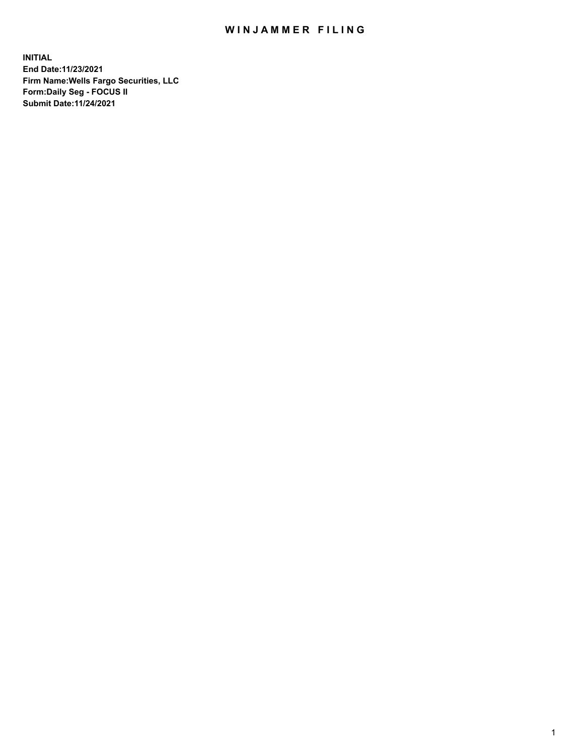# WINJAMMER FILING

**INITIAL**
**End Date:11/23/2021**
**Firm Name:Wells Fargo Securities, LLC**
**Form:Daily Seg - FOCUS II**
**Submit Date:11/24/2021**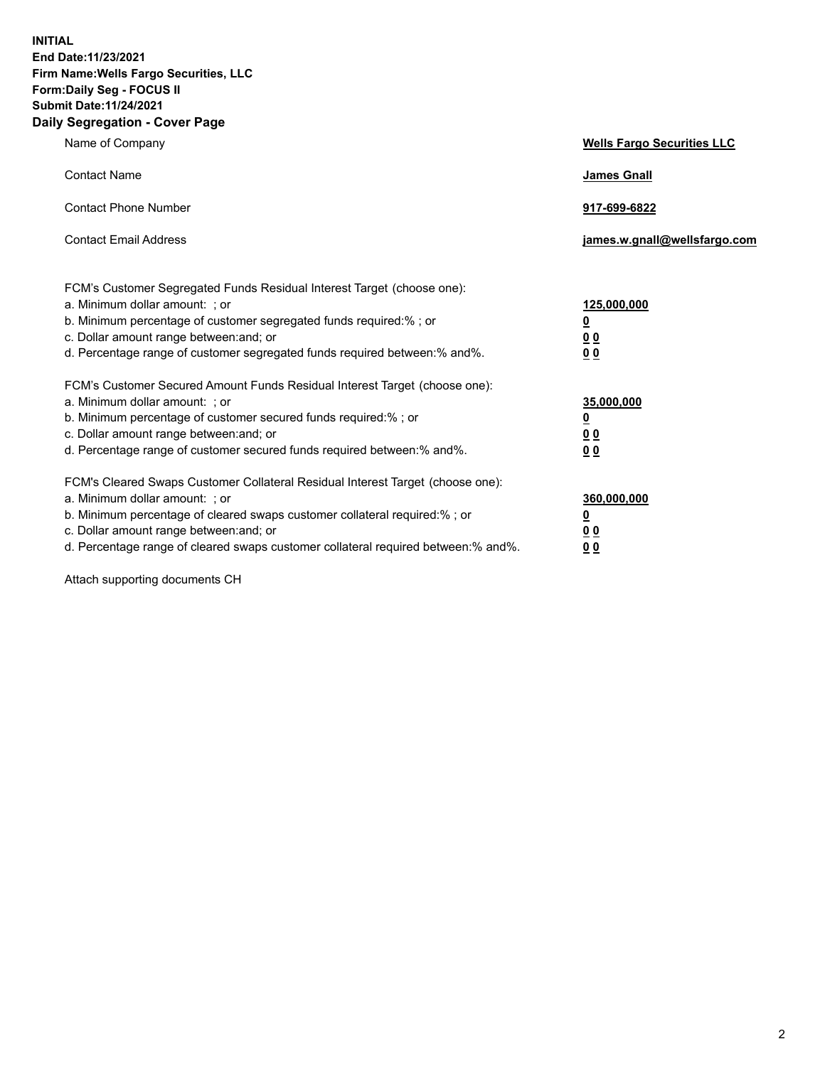**INITIAL**
**End Date:11/23/2021**
**Firm Name:Wells Fargo Securities, LLC**
**Form:Daily Seg - FOCUS II**
**Submit Date:11/24/2021**

## Daily Segregation - Cover Page

| | |
|---|---|
| Name of Company | **Wells Fargo Securities LLC** |
| Contact Name | **James Gnall** |
| Contact Phone Number | **917-699-6822** |
| Contact Email Address | **james.w.gnall@wellsfargo.com** |

FCM's Customer Segregated Funds Residual Interest Target (choose one):

| | |
|---|---|
| a. Minimum dollar amount: ; or | **125,000,000** |
| b. Minimum percentage of customer segregated funds required:% ; or | **0** |
| c. Dollar amount range between:and; or | **0 0** |
| d. Percentage range of customer segregated funds required between:% and%. | **0 0** |

FCM's Customer Secured Amount Funds Residual Interest Target (choose one):

| | |
|---|---|
| a. Minimum dollar amount: ; or | **35,000,000** |
| b. Minimum percentage of customer secured funds required:% ; or | **0** |
| c. Dollar amount range between:and; or | **0 0** |
| d. Percentage range of customer secured funds required between:% and%. | **0 0** |

FCM's Cleared Swaps Customer Collateral Residual Interest Target (choose one):

| | |
|---|---|
| a. Minimum dollar amount: ; or | **360,000,000** |
| b. Minimum percentage of cleared swaps customer collateral required:% ; or | **0** |
| c. Dollar amount range between:and; or | **0 0** |
| d. Percentage range of cleared swaps customer collateral required between:% and%. | **0 0** |

Attach supporting documents CH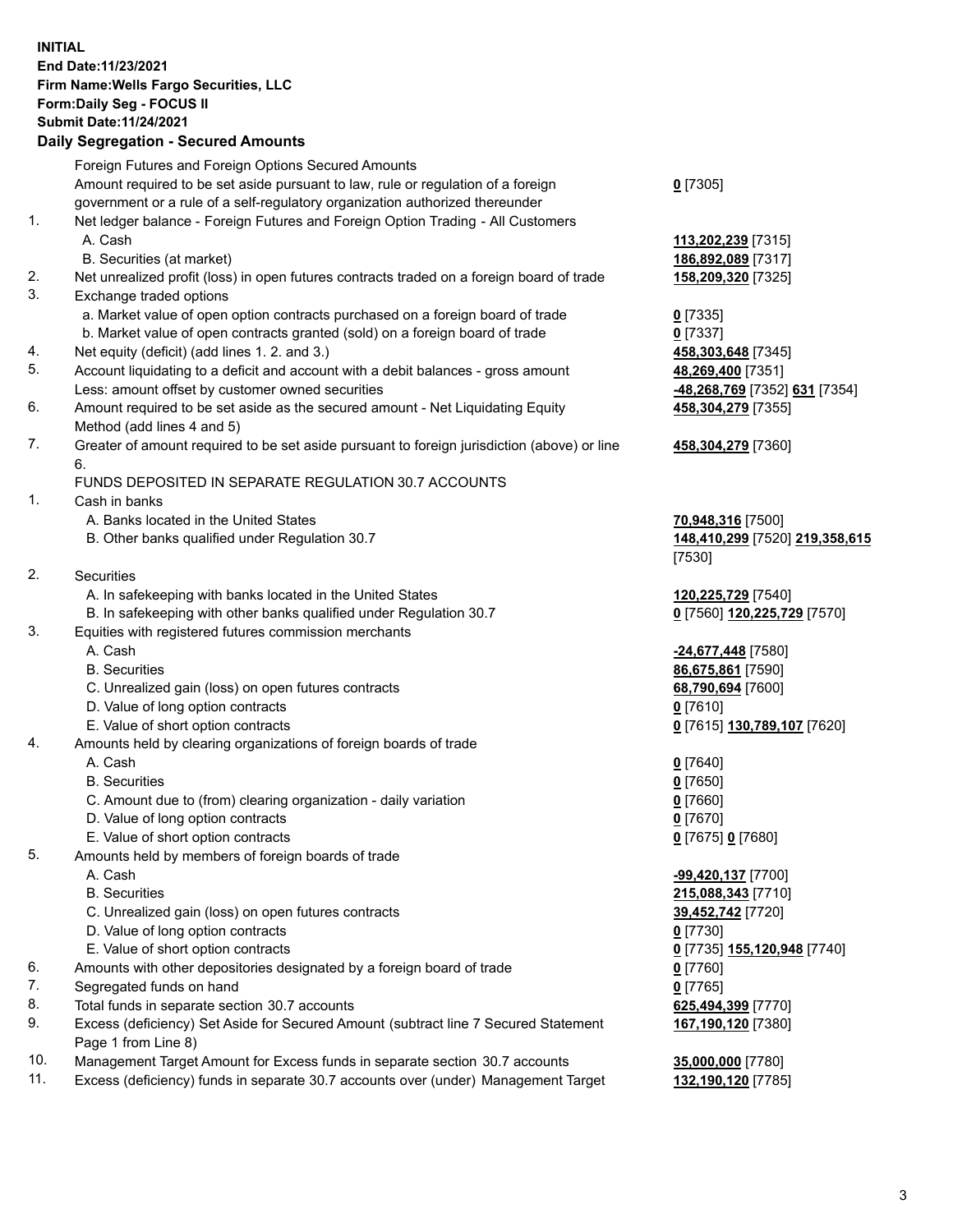**INITIAL**
**End Date:11/23/2021**
**Firm Name:Wells Fargo Securities, LLC**
**Form:Daily Seg - FOCUS II**
**Submit Date:11/24/2021**

## Daily Segregation - Secured Amounts

| | | |
|---|---|---|
| | Foreign Futures and Foreign Options Secured Amounts | |
| | Amount required to be set aside pursuant to law, rule or regulation of a foreign government or a rule of a self-regulatory organization authorized thereunder | **0** [7305] |
| 1. | Net ledger balance - Foreign Futures and Foreign Option Trading - All Customers | |
| | A. Cash | **113,202,239** [7315] |
| | B. Securities (at market) | **186,892,089** [7317] |
| 2. | Net unrealized profit (loss) in open futures contracts traded on a foreign board of trade | **158,209,320** [7325] |
| 3. | Exchange traded options | |
| | a. Market value of open option contracts purchased on a foreign board of trade | **0** [7335] |
| | b. Market value of open contracts granted (sold) on a foreign board of trade | **0** [7337] |
| 4. | Net equity (deficit) (add lines 1. 2. and 3.) | **458,303,648** [7345] |
| 5. | Account liquidating to a deficit and account with a debit balances - gross amount | **48,269,400** [7351] |
| | Less: amount offset by customer owned securities | **-48,268,769** [7352] **631** [7354] |
| 6. | Amount required to be set aside as the secured amount - Net Liquidating Equity Method (add lines 4 and 5) | **458,304,279** [7355] |
| 7. | Greater of amount required to be set aside pursuant to foreign jurisdiction (above) or line 6. | **458,304,279** [7360] |
| | FUNDS DEPOSITED IN SEPARATE REGULATION 30.7 ACCOUNTS | |
| 1. | Cash in banks | |
| | A. Banks located in the United States | **70,948,316** [7500] |
| | B. Other banks qualified under Regulation 30.7 | **148,410,299** [7520] **219,358,615** [7530] |
| 2. | Securities | |
| | A. In safekeeping with banks located in the United States | **120,225,729** [7540] |
| | B. In safekeeping with other banks qualified under Regulation 30.7 | **0** [7560] **120,225,729** [7570] |
| 3. | Equities with registered futures commission merchants | |
| | A. Cash | **-24,677,448** [7580] |
| | B. Securities | **86,675,861** [7590] |
| | C. Unrealized gain (loss) on open futures contracts | **68,790,694** [7600] |
| | D. Value of long option contracts | **0** [7610] |
| | E. Value of short option contracts | **0** [7615] **130,789,107** [7620] |
| 4. | Amounts held by clearing organizations of foreign boards of trade | |
| | A. Cash | **0** [7640] |
| | B. Securities | **0** [7650] |
| | C. Amount due to (from) clearing organization - daily variation | **0** [7660] |
| | D. Value of long option contracts | **0** [7670] |
| | E. Value of short option contracts | **0** [7675] **0** [7680] |
| 5. | Amounts held by members of foreign boards of trade | |
| | A. Cash | **-99,420,137** [7700] |
| | B. Securities | **215,088,343** [7710] |
| | C. Unrealized gain (loss) on open futures contracts | **39,452,742** [7720] |
| | D. Value of long option contracts | **0** [7730] |
| | E. Value of short option contracts | **0** [7735] **155,120,948** [7740] |
| 6. | Amounts with other depositories designated by a foreign board of trade | **0** [7760] |
| 7. | Segregated funds on hand | **0** [7765] |
| 8. | Total funds in separate section 30.7 accounts | **625,494,399** [7770] |
| 9. | Excess (deficiency) Set Aside for Secured Amount (subtract line 7 Secured Statement Page 1 from Line 8) | **167,190,120** [7380] |
| 10. | Management Target Amount for Excess funds in separate section 30.7 accounts | **35,000,000** [7780] |
| 11. | Excess (deficiency) funds in separate 30.7 accounts over (under) Management Target | **132,190,120** [7785] |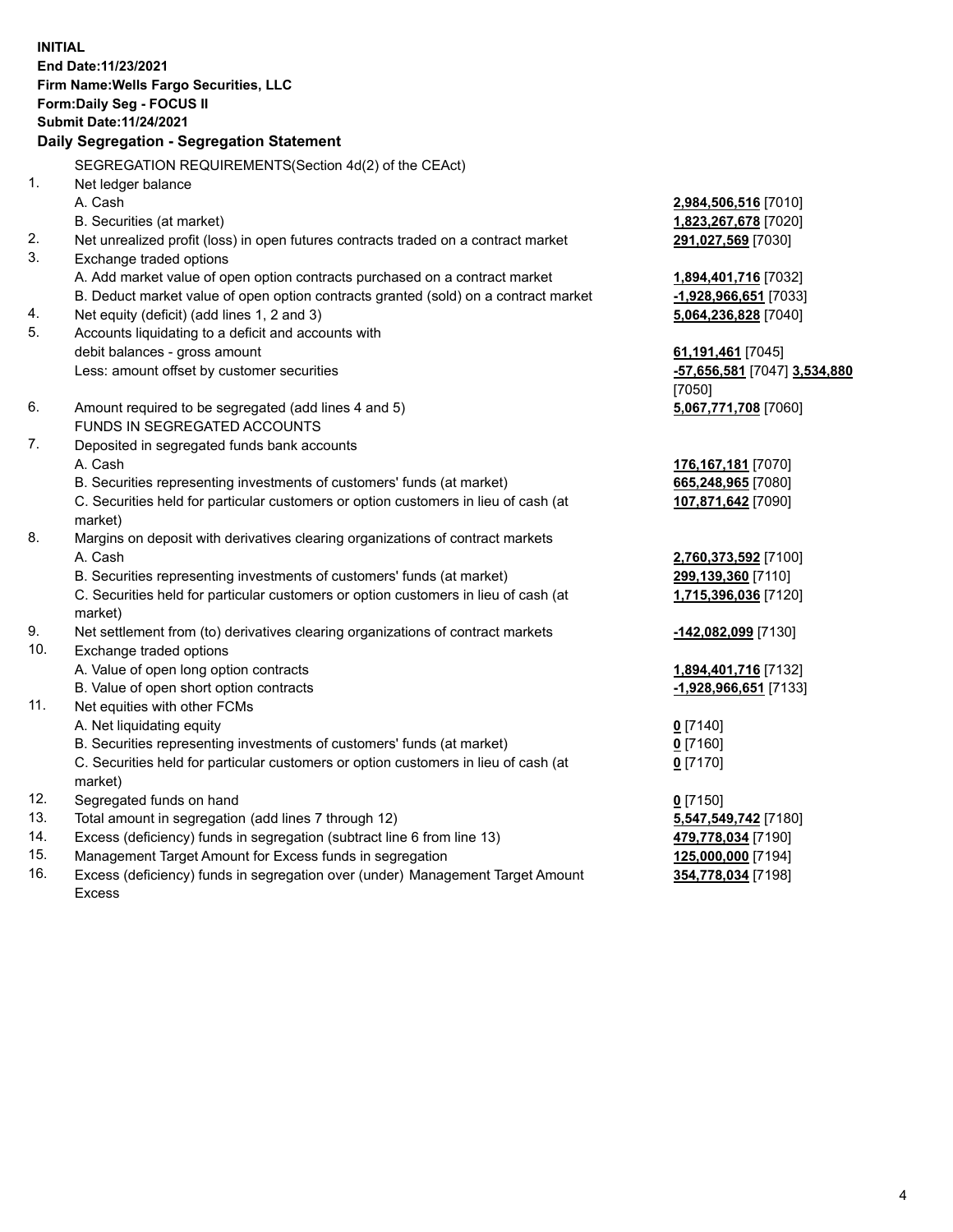**INITIAL**
**End Date:11/23/2021**
**Firm Name:Wells Fargo Securities, LLC**
**Form:Daily Seg - FOCUS II**
**Submit Date:11/24/2021**

**Daily Segregation - Segregation Statement**

SEGREGATION REQUIREMENTS(Section 4d(2) of the CEAct)

| | | |
|---|---|---|
| 1. | Net ledger balance | |
| | A. Cash | **2,984,506,516** [7010] |
| | B. Securities (at market) | **1,823,267,678** [7020] |
| 2. | Net unrealized profit (loss) in open futures contracts traded on a contract market | **291,027,569** [7030] |
| 3. | Exchange traded options | |
| | A. Add market value of open option contracts purchased on a contract market | **1,894,401,716** [7032] |
| | B. Deduct market value of open option contracts granted (sold) on a contract market | **-1,928,966,651** [7033] |
| 4. | Net equity (deficit) (add lines 1, 2 and 3) | **5,064,236,828** [7040] |
| 5. | Accounts liquidating to a deficit and accounts with debit balances - gross amount | **61,191,461** [7045] |
| | Less: amount offset by customer securities | **-57,656,581** [7047] **3,534,880** [7050] |
| 6. | Amount required to be segregated (add lines 4 and 5) | **5,067,771,708** [7060] |
| | FUNDS IN SEGREGATED ACCOUNTS | |
| 7. | Deposited in segregated funds bank accounts | |
| | A. Cash | **176,167,181** [7070] |
| | B. Securities representing investments of customers' funds (at market) | **665,248,965** [7080] |
| | C. Securities held for particular customers or option customers in lieu of cash (at market) | **107,871,642** [7090] |
| 8. | Margins on deposit with derivatives clearing organizations of contract markets | |
| | A. Cash | **2,760,373,592** [7100] |
| | B. Securities representing investments of customers' funds (at market) | **299,139,360** [7110] |
| | C. Securities held for particular customers or option customers in lieu of cash (at market) | **1,715,396,036** [7120] |
| 9. | Net settlement from (to) derivatives clearing organizations of contract markets | **-142,082,099** [7130] |
| 10. | Exchange traded options | |
| | A. Value of open long option contracts | **1,894,401,716** [7132] |
| | B. Value of open short option contracts | **-1,928,966,651** [7133] |
| 11. | Net equities with other FCMs | |
| | A. Net liquidating equity | **0** [7140] |
| | B. Securities representing investments of customers' funds (at market) | **0** [7160] |
| | C. Securities held for particular customers or option customers in lieu of cash (at market) | **0** [7170] |
| 12. | Segregated funds on hand | **0** [7150] |
| 13. | Total amount in segregation (add lines 7 through 12) | **5,547,549,742** [7180] |
| 14. | Excess (deficiency) funds in segregation (subtract line 6 from line 13) | **479,778,034** [7190] |
| 15. | Management Target Amount for Excess funds in segregation | **125,000,000** [7194] |
| 16. | Excess (deficiency) funds in segregation over (under) Management Target Amount Excess | **354,778,034** [7198] |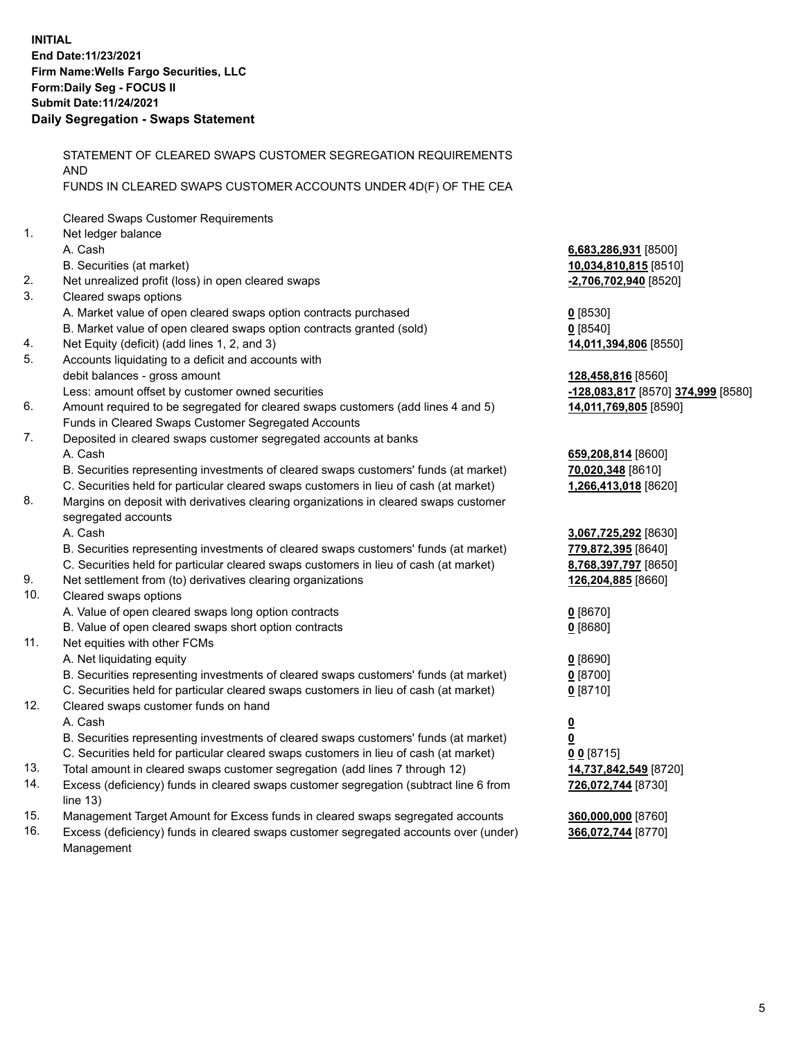**INITIAL**
**End Date:11/23/2021**
**Firm Name:Wells Fargo Securities, LLC**
**Form:Daily Seg - FOCUS II**
**Submit Date:11/24/2021**
**Daily Segregation - Swaps Statement**

STATEMENT OF CLEARED SWAPS CUSTOMER SEGREGATION REQUIREMENTS AND FUNDS IN CLEARED SWAPS CUSTOMER ACCOUNTS UNDER 4D(F) OF THE CEA

| | | |
|---|---|---|
| | Cleared Swaps Customer Requirements | |
| 1. | Net ledger balance | |
| | A. Cash | **6,683,286,931** [8500] |
| | B. Securities (at market) | **10,034,810,815** [8510] |
| 2. | Net unrealized profit (loss) in open cleared swaps | **-2,706,702,940** [8520] |
| 3. | Cleared swaps options | |
| | A. Market value of open cleared swaps option contracts purchased | **0** [8530] |
| | B. Market value of open cleared swaps option contracts granted (sold) | **0** [8540] |
| 4. | Net Equity (deficit) (add lines 1, 2, and 3) | **14,011,394,806** [8550] |
| 5. | Accounts liquidating to a deficit and accounts with debit balances - gross amount | **128,458,816** [8560] |
| | Less: amount offset by customer owned securities | **-128,083,817** [8570] **374,999** [8580] |
| 6. | Amount required to be segregated for cleared swaps customers (add lines 4 and 5) | **14,011,769,805** [8590] |
| | Funds in Cleared Swaps Customer Segregated Accounts | |
| 7. | Deposited in cleared swaps customer segregated accounts at banks | |
| | A. Cash | **659,208,814** [8600] |
| | B. Securities representing investments of cleared swaps customers' funds (at market) | **70,020,348** [8610] |
| | C. Securities held for particular cleared swaps customers in lieu of cash (at market) | **1,266,413,018** [8620] |
| 8. | Margins on deposit with derivatives clearing organizations in cleared swaps customer segregated accounts | |
| | A. Cash | **3,067,725,292** [8630] |
| | B. Securities representing investments of cleared swaps customers' funds (at market) | **779,872,395** [8640] |
| | C. Securities held for particular cleared swaps customers in lieu of cash (at market) | **8,768,397,797** [8650] |
| 9. | Net settlement from (to) derivatives clearing organizations | **126,204,885** [8660] |
| 10. | Cleared swaps options | |
| | A. Value of open cleared swaps long option contracts | **0** [8670] |
| | B. Value of open cleared swaps short option contracts | **0** [8680] |
| 11. | Net equities with other FCMs | |
| | A. Net liquidating equity | **0** [8690] |
| | B. Securities representing investments of cleared swaps customers' funds (at market) | **0** [8700] |
| | C. Securities held for particular cleared swaps customers in lieu of cash (at market) | **0** [8710] |
| 12. | Cleared swaps customer funds on hand | |
| | A. Cash | **0** |
| | B. Securities representing investments of cleared swaps customers' funds (at market) | **0** |
| | C. Securities held for particular cleared swaps customers in lieu of cash (at market) | **0** **0** [8715] |
| 13. | Total amount in cleared swaps customer segregation (add lines 7 through 12) | **14,737,842,549** [8720] |
| 14. | Excess (deficiency) funds in cleared swaps customer segregation (subtract line 6 from line 13) | **726,072,744** [8730] |
| 15. | Management Target Amount for Excess funds in cleared swaps segregated accounts | **360,000,000** [8760] |
| 16. | Excess (deficiency) funds in cleared swaps customer segregated accounts over (under) Management | **366,072,744** [8770] |